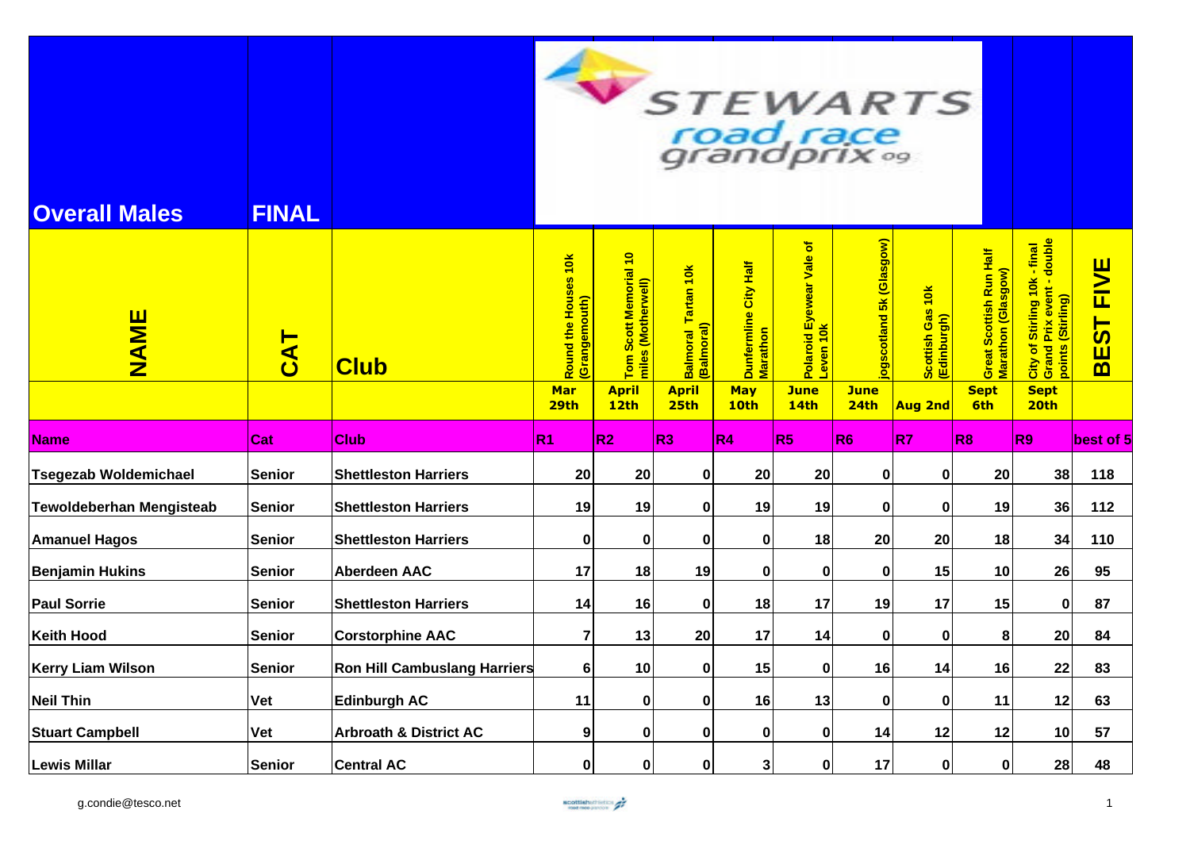# Stewarts road race grandprix 09

## Overall Males — FINAL

| NAME | CAT | Club | Round the Houses 10k (Grangemouth) | Tom Scott Memorial 10 miles (Motherwell) | Balmoral Tartan 10k (Balmoral) | Dunfermline City Half Marathon | Polaroid Eyewear Vale of Leven 10k | jogscotland 5k (Glasgow) | Scottish Gas 10k (Edinburgh) | Great Scottish Run Half Marathon (Glasgow) | City of Stirling 10k - final Grand Prix event - double points (Stirling) | BEST FIVE |
|---|---|---|---|---|---|---|---|---|---|---|---|---|
| | | | Mar 29th | April 12th | April 25th | May 10th | June 14th | June 24th | Aug 2nd | Sept 6th | Sept 20th | |
| Name | Cat | Club | R1 | R2 | R3 | R4 | R5 | R6 | R7 | R8 | R9 | best of 5 |
| Tsegezab Woldemichael | Senior | Shettleston Harriers | 20 | 20 | 0 | 20 | 20 | 0 | 0 | 20 | 38 | 118 |
| Tewoldeberhan Mengisteab | Senior | Shettleston Harriers | 19 | 19 | 0 | 19 | 19 | 0 | 0 | 19 | 36 | 112 |
| Amanuel Hagos | Senior | Shettleston Harriers | 0 | 0 | 0 | 0 | 18 | 20 | 20 | 18 | 34 | 110 |
| Benjamin Hukins | Senior | Aberdeen AAC | 17 | 18 | 19 | 0 | 0 | 0 | 15 | 10 | 26 | 95 |
| Paul Sorrie | Senior | Shettleston Harriers | 14 | 16 | 0 | 18 | 17 | 19 | 17 | 15 | 0 | 87 |
| Keith Hood | Senior | Corstorphine AAC | 7 | 13 | 20 | 17 | 14 | 0 | 0 | 8 | 20 | 84 |
| Kerry Liam Wilson | Senior | Ron Hill Cambuslang Harriers | 6 | 10 | 0 | 15 | 0 | 16 | 14 | 16 | 22 | 83 |
| Neil Thin | Vet | Edinburgh AC | 11 | 0 | 0 | 16 | 13 | 0 | 0 | 11 | 12 | 63 |
| Stuart Campbell | Vet | Arbroath & District AC | 9 | 0 | 0 | 0 | 0 | 14 | 12 | 12 | 10 | 57 |
| Lewis Millar | Senior | Central AC | 0 | 0 | 0 | 3 | 0 | 17 | 0 | 0 | 28 | 48 |

g.condie@tesco.net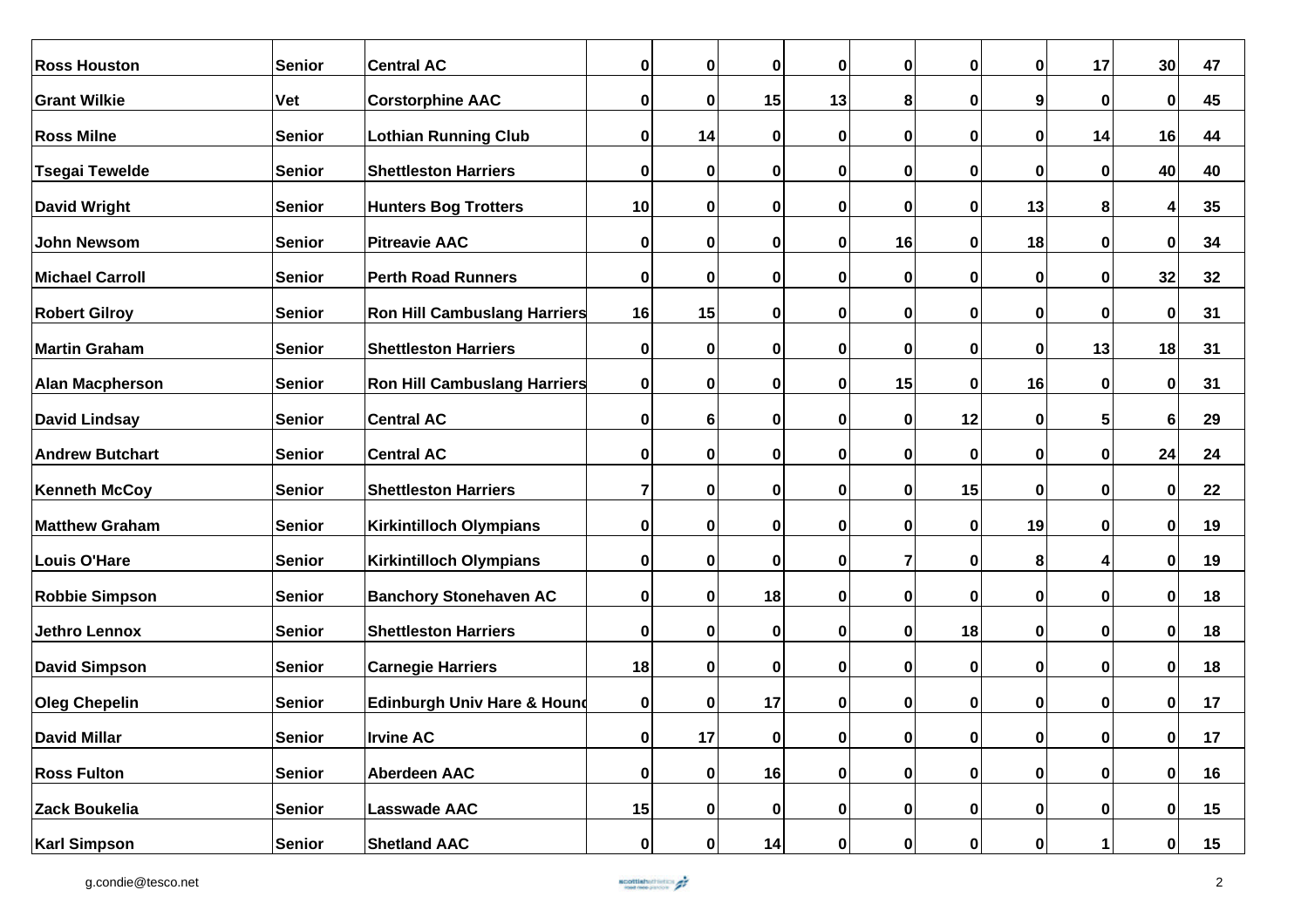| | | | | | | | | | | | | |
|---|---|---|---|---|---|---|---|---|---|---|---|---|
| Ross Houston | Senior | Central AC | 0 | 0 | 0 | 0 | 0 | 0 | 0 | 17 | 30 | 47 |
| Grant Wilkie | Vet | Corstorphine AAC | 0 | 0 | 15 | 13 | 8 | 0 | 9 | 0 | 0 | 45 |
| Ross Milne | Senior | Lothian Running Club | 0 | 14 | 0 | 0 | 0 | 0 | 0 | 14 | 16 | 44 |
| Tsegai Tewelde | Senior | Shettleston Harriers | 0 | 0 | 0 | 0 | 0 | 0 | 0 | 0 | 40 | 40 |
| David Wright | Senior | Hunters Bog Trotters | 10 | 0 | 0 | 0 | 0 | 0 | 13 | 8 | 4 | 35 |
| John Newsom | Senior | Pitreavie AAC | 0 | 0 | 0 | 0 | 16 | 0 | 18 | 0 | 0 | 34 |
| Michael Carroll | Senior | Perth Road Runners | 0 | 0 | 0 | 0 | 0 | 0 | 0 | 0 | 32 | 32 |
| Robert Gilroy | Senior | Ron Hill Cambuslang Harriers | 16 | 15 | 0 | 0 | 0 | 0 | 0 | 0 | 0 | 31 |
| Martin Graham | Senior | Shettleston Harriers | 0 | 0 | 0 | 0 | 0 | 0 | 0 | 13 | 18 | 31 |
| Alan Macpherson | Senior | Ron Hill Cambuslang Harriers | 0 | 0 | 0 | 0 | 15 | 0 | 16 | 0 | 0 | 31 |
| David Lindsay | Senior | Central AC | 0 | 6 | 0 | 0 | 0 | 12 | 0 | 5 | 6 | 29 |
| Andrew Butchart | Senior | Central AC | 0 | 0 | 0 | 0 | 0 | 0 | 0 | 0 | 24 | 24 |
| Kenneth McCoy | Senior | Shettleston Harriers | 7 | 0 | 0 | 0 | 0 | 15 | 0 | 0 | 0 | 22 |
| Matthew Graham | Senior | Kirkintilloch Olympians | 0 | 0 | 0 | 0 | 0 | 0 | 19 | 0 | 0 | 19 |
| Louis O'Hare | Senior | Kirkintilloch Olympians | 0 | 0 | 0 | 0 | 7 | 0 | 8 | 4 | 0 | 19 |
| Robbie Simpson | Senior | Banchory Stonehaven AC | 0 | 0 | 18 | 0 | 0 | 0 | 0 | 0 | 0 | 18 |
| Jethro Lennox | Senior | Shettleston Harriers | 0 | 0 | 0 | 0 | 0 | 18 | 0 | 0 | 0 | 18 |
| David Simpson | Senior | Carnegie Harriers | 18 | 0 | 0 | 0 | 0 | 0 | 0 | 0 | 0 | 18 |
| Oleg Chepelin | Senior | Edinburgh Univ Hare & Hound | 0 | 0 | 17 | 0 | 0 | 0 | 0 | 0 | 0 | 17 |
| David Millar | Senior | Irvine AC | 0 | 17 | 0 | 0 | 0 | 0 | 0 | 0 | 0 | 17 |
| Ross Fulton | Senior | Aberdeen AAC | 0 | 0 | 16 | 0 | 0 | 0 | 0 | 0 | 0 | 16 |
| Zack Boukelia | Senior | Lasswade AAC | 15 | 0 | 0 | 0 | 0 | 0 | 0 | 0 | 0 | 15 |
| Karl Simpson | Senior | Shetland AAC | 0 | 0 | 14 | 0 | 0 | 0 | 0 | 1 | 0 | 15 |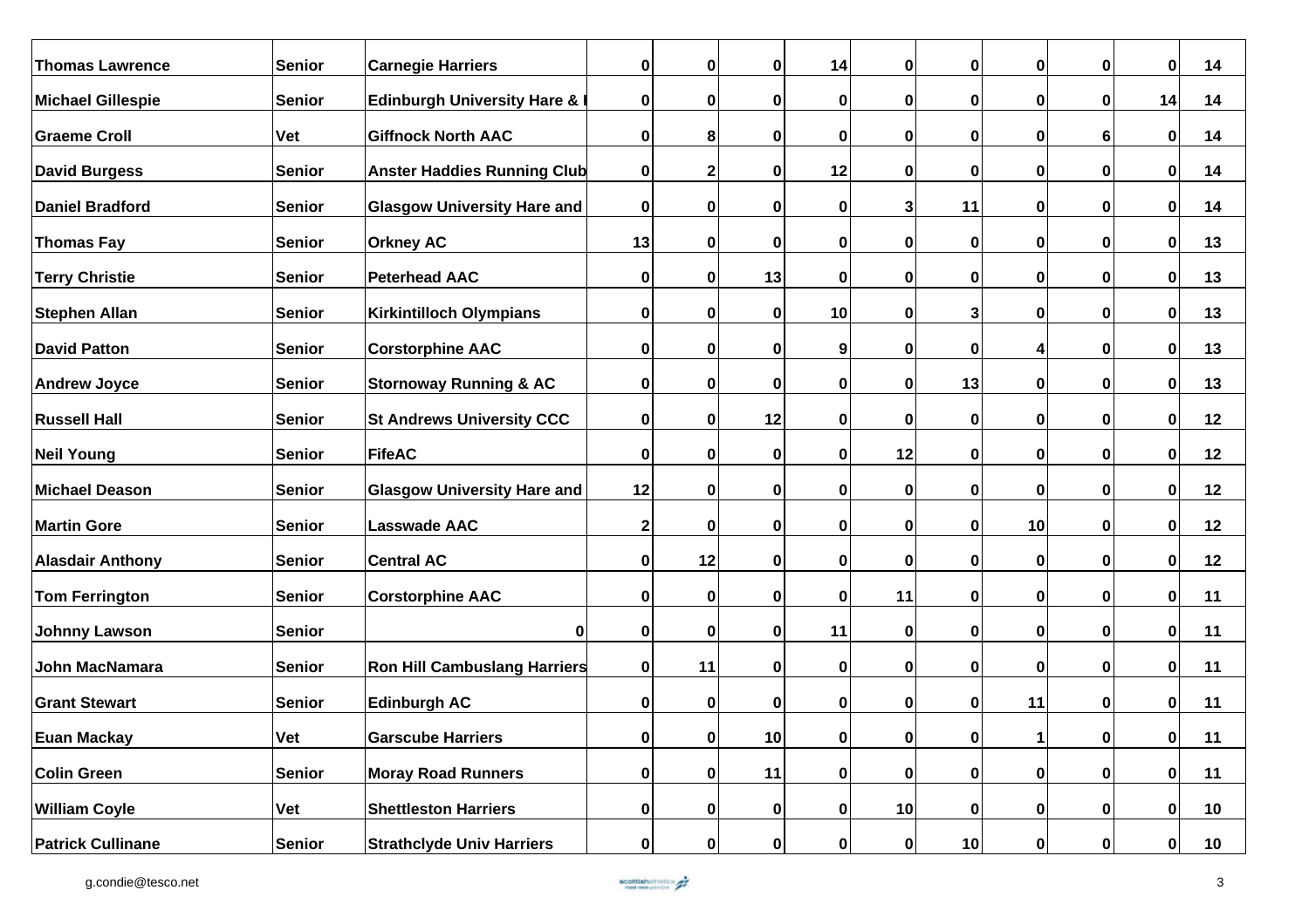| | | | | | | | | | | | | |
|---|---|---|---|---|---|---|---|---|---|---|---|---|
| Thomas Lawrence | Senior | Carnegie Harriers | 0 | 0 | 0 | 14 | 0 | 0 | 0 | 0 | 0 | 14 |
| Michael Gillespie | Senior | Edinburgh University Hare & I | 0 | 0 | 0 | 0 | 0 | 0 | 0 | 0 | 14 | 14 |
| Graeme Croll | Vet | Giffnock North AAC | 0 | 8 | 0 | 0 | 0 | 0 | 0 | 6 | 0 | 14 |
| David Burgess | Senior | Anster Haddies Running Club | 0 | 2 | 0 | 12 | 0 | 0 | 0 | 0 | 0 | 14 |
| Daniel Bradford | Senior | Glasgow University Hare and | 0 | 0 | 0 | 0 | 3 | 11 | 0 | 0 | 0 | 14 |
| Thomas Fay | Senior | Orkney AC | 13 | 0 | 0 | 0 | 0 | 0 | 0 | 0 | 0 | 13 |
| Terry Christie | Senior | Peterhead AAC | 0 | 0 | 13 | 0 | 0 | 0 | 0 | 0 | 0 | 13 |
| Stephen Allan | Senior | Kirkintilloch Olympians | 0 | 0 | 0 | 10 | 0 | 3 | 0 | 0 | 0 | 13 |
| David Patton | Senior | Corstorphine AAC | 0 | 0 | 0 | 9 | 0 | 0 | 4 | 0 | 0 | 13 |
| Andrew Joyce | Senior | Stornoway Running & AC | 0 | 0 | 0 | 0 | 0 | 13 | 0 | 0 | 0 | 13 |
| Russell Hall | Senior | St Andrews University CCC | 0 | 0 | 12 | 0 | 0 | 0 | 0 | 0 | 0 | 12 |
| Neil Young | Senior | FifeAC | 0 | 0 | 0 | 0 | 12 | 0 | 0 | 0 | 0 | 12 |
| Michael Deason | Senior | Glasgow University Hare and | 12 | 0 | 0 | 0 | 0 | 0 | 0 | 0 | 0 | 12 |
| Martin Gore | Senior | Lasswade AAC | 2 | 0 | 0 | 0 | 0 | 0 | 10 | 0 | 0 | 12 |
| Alasdair Anthony | Senior | Central AC | 0 | 12 | 0 | 0 | 0 | 0 | 0 | 0 | 0 | 12 |
| Tom Ferrington | Senior | Corstorphine AAC | 0 | 0 | 0 | 0 | 11 | 0 | 0 | 0 | 0 | 11 |
| Johnny Lawson | Senior | 0 | 0 | 0 | 0 | 11 | 0 | 0 | 0 | 0 | 0 | 11 |
| John MacNamara | Senior | Ron Hill Cambuslang Harriers | 0 | 11 | 0 | 0 | 0 | 0 | 0 | 0 | 0 | 11 |
| Grant Stewart | Senior | Edinburgh AC | 0 | 0 | 0 | 0 | 0 | 0 | 11 | 0 | 0 | 11 |
| Euan Mackay | Vet | Garscube Harriers | 0 | 0 | 10 | 0 | 0 | 0 | 1 | 0 | 0 | 11 |
| Colin Green | Senior | Moray Road Runners | 0 | 0 | 11 | 0 | 0 | 0 | 0 | 0 | 0 | 11 |
| William Coyle | Vet | Shettleston Harriers | 0 | 0 | 0 | 0 | 10 | 0 | 0 | 0 | 0 | 10 |
| Patrick Cullinane | Senior | Strathclyde Univ Harriers | 0 | 0 | 0 | 0 | 0 | 10 | 0 | 0 | 0 | 10 |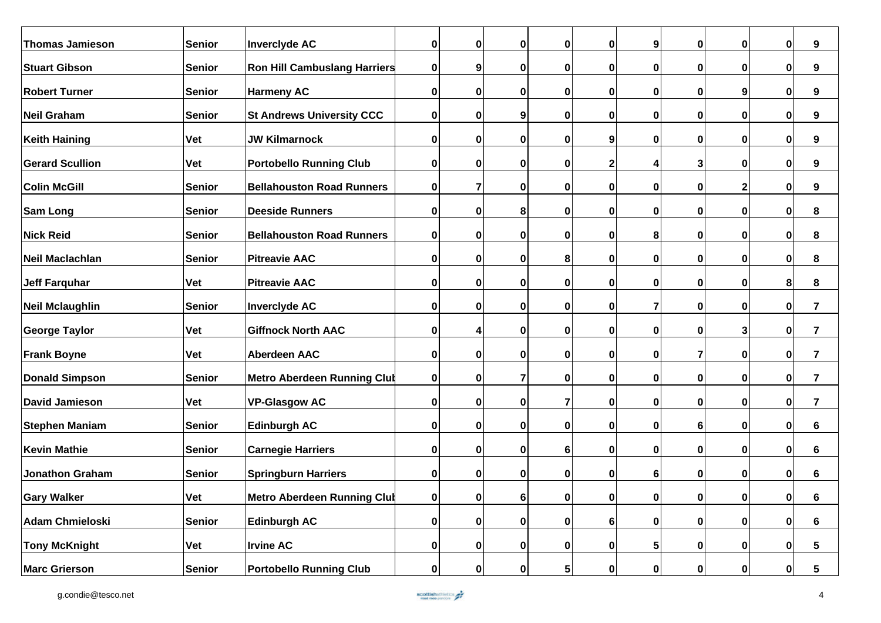| | | | | | | | | | | | | |
|---|---|---|---|---|---|---|---|---|---|---|---|---|
| Thomas Jamieson | Senior | Inverclyde AC | 0 | 0 | 0 | 0 | 0 | 9 | 0 | 0 | 0 | 9 |
| Stuart Gibson | Senior | Ron Hill Cambuslang Harriers | 0 | 9 | 0 | 0 | 0 | 0 | 0 | 0 | 0 | 9 |
| Robert Turner | Senior | Harmeny AC | 0 | 0 | 0 | 0 | 0 | 0 | 0 | 9 | 0 | 9 |
| Neil Graham | Senior | St Andrews University CCC | 0 | 0 | 9 | 0 | 0 | 0 | 0 | 0 | 0 | 9 |
| Keith Haining | Vet | JW Kilmarnock | 0 | 0 | 0 | 0 | 9 | 0 | 0 | 0 | 0 | 9 |
| Gerard Scullion | Vet | Portobello Running Club | 0 | 0 | 0 | 0 | 2 | 4 | 3 | 0 | 0 | 9 |
| Colin McGill | Senior | Bellahouston Road Runners | 0 | 7 | 0 | 0 | 0 | 0 | 0 | 2 | 0 | 9 |
| Sam Long | Senior | Deeside Runners | 0 | 0 | 8 | 0 | 0 | 0 | 0 | 0 | 0 | 8 |
| Nick Reid | Senior | Bellahouston Road Runners | 0 | 0 | 0 | 0 | 0 | 8 | 0 | 0 | 0 | 8 |
| Neil Maclachlan | Senior | Pitreavie AAC | 0 | 0 | 0 | 8 | 0 | 0 | 0 | 0 | 0 | 8 |
| Jeff Farquhar | Vet | Pitreavie AAC | 0 | 0 | 0 | 0 | 0 | 0 | 0 | 0 | 8 | 8 |
| Neil Mclaughlin | Senior | Inverclyde AC | 0 | 0 | 0 | 0 | 0 | 7 | 0 | 0 | 0 | 7 |
| George Taylor | Vet | Giffnock North AAC | 0 | 4 | 0 | 0 | 0 | 0 | 0 | 3 | 0 | 7 |
| Frank Boyne | Vet | Aberdeen AAC | 0 | 0 | 0 | 0 | 0 | 0 | 7 | 0 | 0 | 7 |
| Donald Simpson | Senior | Metro Aberdeen Running Club | 0 | 0 | 7 | 0 | 0 | 0 | 0 | 0 | 0 | 7 |
| David Jamieson | Vet | VP-Glasgow AC | 0 | 0 | 0 | 7 | 0 | 0 | 0 | 0 | 0 | 7 |
| Stephen Maniam | Senior | Edinburgh AC | 0 | 0 | 0 | 0 | 0 | 0 | 6 | 0 | 0 | 6 |
| Kevin Mathie | Senior | Carnegie Harriers | 0 | 0 | 0 | 6 | 0 | 0 | 0 | 0 | 0 | 6 |
| Jonathon Graham | Senior | Springburn Harriers | 0 | 0 | 0 | 0 | 0 | 6 | 0 | 0 | 0 | 6 |
| Gary Walker | Vet | Metro Aberdeen Running Club | 0 | 0 | 6 | 0 | 0 | 0 | 0 | 0 | 0 | 6 |
| Adam Chmieloski | Senior | Edinburgh AC | 0 | 0 | 0 | 0 | 6 | 0 | 0 | 0 | 0 | 6 |
| Tony McKnight | Vet | Irvine AC | 0 | 0 | 0 | 0 | 0 | 5 | 0 | 0 | 0 | 5 |
| Marc Grierson | Senior | Portobello Running Club | 0 | 0 | 0 | 5 | 0 | 0 | 0 | 0 | 0 | 5 |

g.condie@tesco.net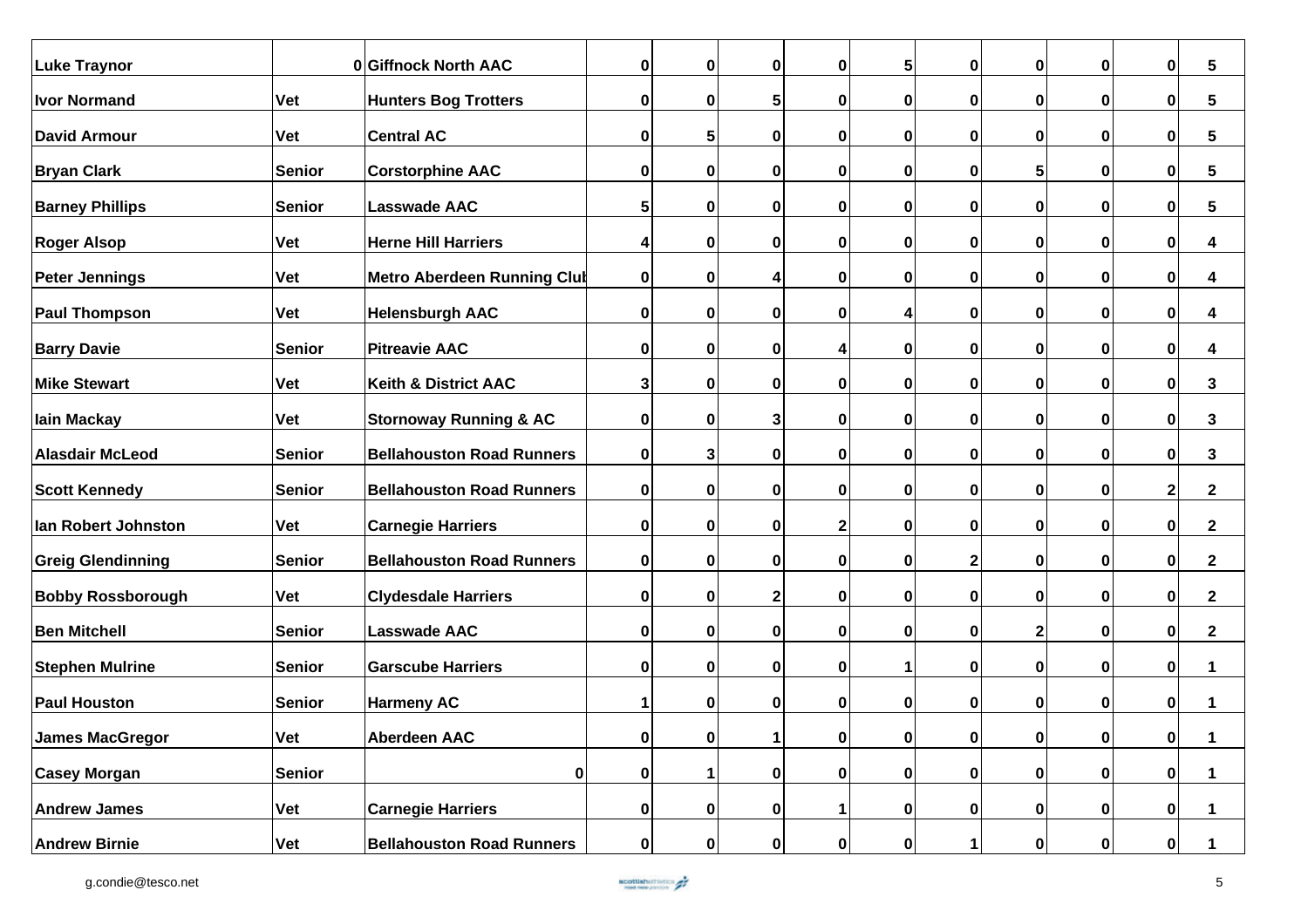| | | | | | | | | | | | | |
|---|---|---|---|---|---|---|---|---|---|---|---|---|
| Luke Traynor | 0 | Giffnock North AAC | 0 | 0 | 0 | 0 | 5 | 0 | 0 | 0 | 0 | 5 |
| Ivor Normand | Vet | Hunters Bog Trotters | 0 | 0 | 5 | 0 | 0 | 0 | 0 | 0 | 0 | 5 |
| David Armour | Vet | Central AC | 0 | 5 | 0 | 0 | 0 | 0 | 0 | 0 | 0 | 5 |
| Bryan Clark | Senior | Corstorphine AAC | 0 | 0 | 0 | 0 | 0 | 0 | 5 | 0 | 0 | 5 |
| Barney Phillips | Senior | Lasswade AAC | 5 | 0 | 0 | 0 | 0 | 0 | 0 | 0 | 0 | 5 |
| Roger Alsop | Vet | Herne Hill Harriers | 4 | 0 | 0 | 0 | 0 | 0 | 0 | 0 | 0 | 4 |
| Peter Jennings | Vet | Metro Aberdeen Running Clul | 0 | 0 | 4 | 0 | 0 | 0 | 0 | 0 | 0 | 4 |
| Paul Thompson | Vet | Helensburgh AAC | 0 | 0 | 0 | 0 | 4 | 0 | 0 | 0 | 0 | 4 |
| Barry Davie | Senior | Pitreavie AAC | 0 | 0 | 0 | 4 | 0 | 0 | 0 | 0 | 0 | 4 |
| Mike Stewart | Vet | Keith & District AAC | 3 | 0 | 0 | 0 | 0 | 0 | 0 | 0 | 0 | 3 |
| Iain Mackay | Vet | Stornoway Running & AC | 0 | 0 | 3 | 0 | 0 | 0 | 0 | 0 | 0 | 3 |
| Alasdair McLeod | Senior | Bellahouston Road Runners | 0 | 3 | 0 | 0 | 0 | 0 | 0 | 0 | 0 | 3 |
| Scott Kennedy | Senior | Bellahouston Road Runners | 0 | 0 | 0 | 0 | 0 | 0 | 0 | 0 | 2 | 2 |
| Ian Robert Johnston | Vet | Carnegie Harriers | 0 | 0 | 0 | 2 | 0 | 0 | 0 | 0 | 0 | 2 |
| Greig Glendinning | Senior | Bellahouston Road Runners | 0 | 0 | 0 | 0 | 0 | 2 | 0 | 0 | 0 | 2 |
| Bobby Rossborough | Vet | Clydesdale Harriers | 0 | 0 | 2 | 0 | 0 | 0 | 0 | 0 | 0 | 2 |
| Ben Mitchell | Senior | Lasswade AAC | 0 | 0 | 0 | 0 | 0 | 0 | 2 | 0 | 0 | 2 |
| Stephen Mulrine | Senior | Garscube Harriers | 0 | 0 | 0 | 0 | 1 | 0 | 0 | 0 | 0 | 1 |
| Paul Houston | Senior | Harmeny AC | 1 | 0 | 0 | 0 | 0 | 0 | 0 | 0 | 0 | 1 |
| James MacGregor | Vet | Aberdeen AAC | 0 | 0 | 1 | 0 | 0 | 0 | 0 | 0 | 0 | 1 |
| Casey Morgan | Senior | 0 | 0 | 1 | 0 | 0 | 0 | 0 | 0 | 0 | 0 | 1 |
| Andrew James | Vet | Carnegie Harriers | 0 | 0 | 0 | 1 | 0 | 0 | 0 | 0 | 0 | 1 |
| Andrew Birnie | Vet | Bellahouston Road Runners | 0 | 0 | 0 | 0 | 0 | 1 | 0 | 0 | 0 | 1 |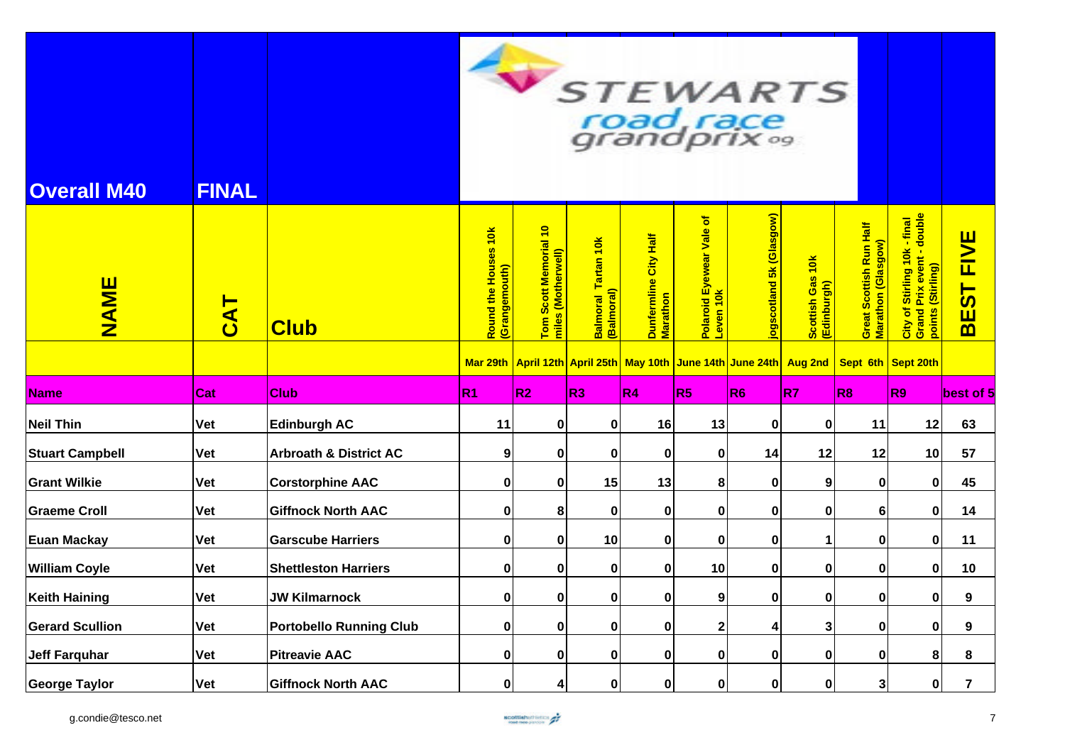# Overall M40 — FINAL

STEWARTS road race grandprix 09

| NAME | CAT | Club | Round the Houses 10k (Grangemouth) | Tom Scott Memorial 10 miles (Motherwell) | Balmoral Tartan 10k (Balmoral) | Dunfermline City Half Marathon | Polaroid Eyewear Vale of Leven 10k | jogscotland 5k (Glasgow) | Scottish Gas 10k (Edinburgh) | Great Scottish Run Half Marathon (Glasgow) | City of Stirling 10k - final Grand Prix event - double points (Stirling) | BEST FIVE |
|---|---|---|---|---|---|---|---|---|---|---|---|---|
| | | | Mar 29th | April 12th | April 25th | May 10th | June 14th | June 24th | Aug 2nd | Sept 6th | Sept 20th | |
| Name | Cat | Club | R1 | R2 | R3 | R4 | R5 | R6 | R7 | R8 | R9 | best of 5 |
| Neil Thin | Vet | Edinburgh AC | 11 | 0 | 0 | 16 | 13 | 0 | 0 | 11 | 12 | 63 |
| Stuart Campbell | Vet | Arbroath & District AC | 9 | 0 | 0 | 0 | 0 | 14 | 12 | 12 | 10 | 57 |
| Grant Wilkie | Vet | Corstorphine AAC | 0 | 0 | 15 | 13 | 8 | 0 | 9 | 0 | 0 | 45 |
| Graeme Croll | Vet | Giffnock North AAC | 0 | 8 | 0 | 0 | 0 | 0 | 0 | 6 | 0 | 14 |
| Euan Mackay | Vet | Garscube Harriers | 0 | 0 | 10 | 0 | 0 | 0 | 1 | 0 | 0 | 11 |
| William Coyle | Vet | Shettleston Harriers | 0 | 0 | 0 | 0 | 10 | 0 | 0 | 0 | 0 | 10 |
| Keith Haining | Vet | JW Kilmarnock | 0 | 0 | 0 | 0 | 9 | 0 | 0 | 0 | 0 | 9 |
| Gerard Scullion | Vet | Portobello Running Club | 0 | 0 | 0 | 0 | 2 | 4 | 3 | 0 | 0 | 9 |
| Jeff Farquhar | Vet | Pitreavie AAC | 0 | 0 | 0 | 0 | 0 | 0 | 0 | 0 | 8 | 8 |
| George Taylor | Vet | Giffnock North AAC | 0 | 4 | 0 | 0 | 0 | 0 | 0 | 3 | 0 | 7 |

g.condie@tesco.net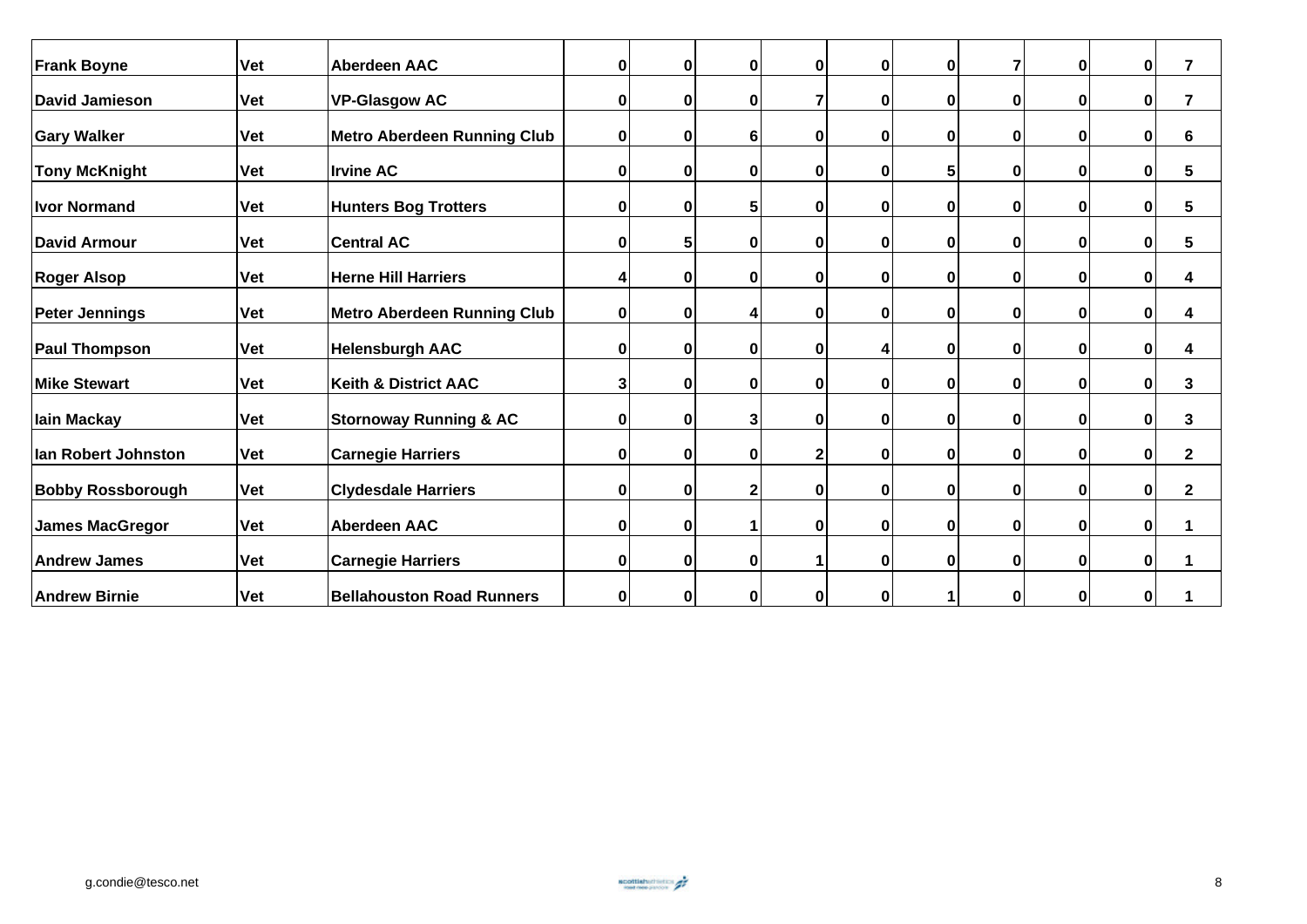| | | | | | | | | | | | | |
|---|---|---|---|---|---|---|---|---|---|---|---|---|
| Frank Boyne | Vet | Aberdeen AAC | 0 | 0 | 0 | 0 | 0 | 0 | 7 | 0 | 0 | 7 |
| David Jamieson | Vet | VP-Glasgow AC | 0 | 0 | 0 | 7 | 0 | 0 | 0 | 0 | 0 | 7 |
| Gary Walker | Vet | Metro Aberdeen Running Club | 0 | 0 | 6 | 0 | 0 | 0 | 0 | 0 | 0 | 6 |
| Tony McKnight | Vet | Irvine AC | 0 | 0 | 0 | 0 | 0 | 5 | 0 | 0 | 0 | 5 |
| Ivor Normand | Vet | Hunters Bog Trotters | 0 | 0 | 5 | 0 | 0 | 0 | 0 | 0 | 0 | 5 |
| David Armour | Vet | Central AC | 0 | 5 | 0 | 0 | 0 | 0 | 0 | 0 | 0 | 5 |
| Roger Alsop | Vet | Herne Hill Harriers | 4 | 0 | 0 | 0 | 0 | 0 | 0 | 0 | 0 | 4 |
| Peter Jennings | Vet | Metro Aberdeen Running Club | 0 | 0 | 4 | 0 | 0 | 0 | 0 | 0 | 0 | 4 |
| Paul Thompson | Vet | Helensburgh AAC | 0 | 0 | 0 | 0 | 4 | 0 | 0 | 0 | 0 | 4 |
| Mike Stewart | Vet | Keith & District AAC | 3 | 0 | 0 | 0 | 0 | 0 | 0 | 0 | 0 | 3 |
| Iain Mackay | Vet | Stornoway Running & AC | 0 | 0 | 3 | 0 | 0 | 0 | 0 | 0 | 0 | 3 |
| Ian Robert Johnston | Vet | Carnegie Harriers | 0 | 0 | 0 | 2 | 0 | 0 | 0 | 0 | 0 | 2 |
| Bobby Rossborough | Vet | Clydesdale Harriers | 0 | 0 | 2 | 0 | 0 | 0 | 0 | 0 | 0 | 2 |
| James MacGregor | Vet | Aberdeen AAC | 0 | 0 | 1 | 0 | 0 | 0 | 0 | 0 | 0 | 1 |
| Andrew James | Vet | Carnegie Harriers | 0 | 0 | 0 | 1 | 0 | 0 | 0 | 0 | 0 | 1 |
| Andrew Birnie | Vet | Bellahouston Road Runners | 0 | 0 | 0 | 0 | 0 | 1 | 0 | 0 | 0 | 1 |

g.condie@tesco.net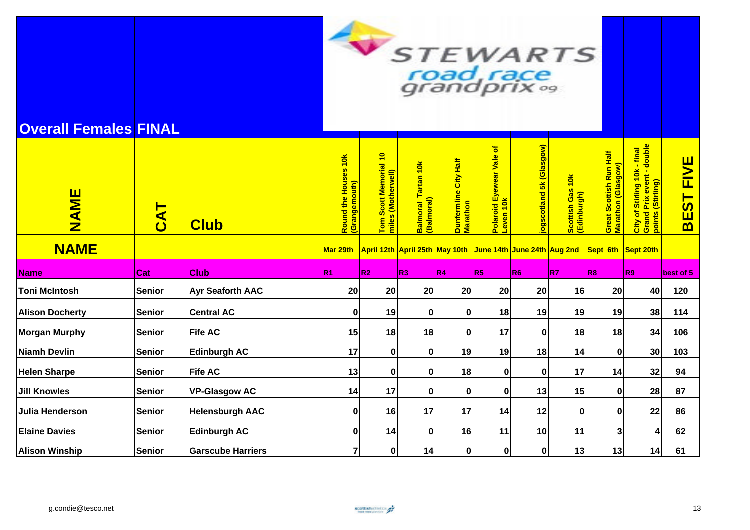# Overall Females FINAL

STEWARTS road race grandprix 09

| NAME | CAT | Club | Round the Houses 10k (Grangemouth) | Tom Scott Memorial 10 miles (Motherwell) | Balmoral Tartan 10k (Balmoral) | Dunfermline City Half Marathon | Polaroid Eyewear Vale of Leven 10k | jogscotland 5k (Glasgow) | Scottish Gas 10k (Edinburgh) | Great Scottish Run Half Marathon (Glasgow) | City of Stirling 10k - final Grand Prix event - double points (Stirling) | BEST FIVE |
|---|---|---|---|---|---|---|---|---|---|---|---|---|
| NAME | | | Mar 29th | April 12th | April 25th | May 10th | June 14th | June 24th | Aug 2nd | Sept 6th | Sept 20th | |
| Name | Cat | Club | R1 | R2 | R3 | R4 | R5 | R6 | R7 | R8 | R9 | best of 5 |
| Toni McIntosh | Senior | Ayr Seaforth AAC | 20 | 20 | 20 | 20 | 20 | 20 | 16 | 20 | 40 | 120 |
| Alison Docherty | Senior | Central AC | 0 | 19 | 0 | 0 | 18 | 19 | 19 | 19 | 38 | 114 |
| Morgan Murphy | Senior | Fife AC | 15 | 18 | 18 | 0 | 17 | 0 | 18 | 18 | 34 | 106 |
| Niamh Devlin | Senior | Edinburgh AC | 17 | 0 | 0 | 19 | 19 | 18 | 14 | 0 | 30 | 103 |
| Helen Sharpe | Senior | Fife AC | 13 | 0 | 0 | 18 | 0 | 0 | 17 | 14 | 32 | 94 |
| Jill Knowles | Senior | VP-Glasgow AC | 14 | 17 | 0 | 0 | 0 | 13 | 15 | 0 | 28 | 87 |
| Julia Henderson | Senior | Helensburgh AAC | 0 | 16 | 17 | 17 | 14 | 12 | 0 | 0 | 22 | 86 |
| Elaine Davies | Senior | Edinburgh AC | 0 | 14 | 0 | 16 | 11 | 10 | 11 | 3 | 4 | 62 |
| Alison Winship | Senior | Garscube Harriers | 7 | 0 | 14 | 0 | 0 | 0 | 13 | 13 | 14 | 61 |

g.condie@tesco.net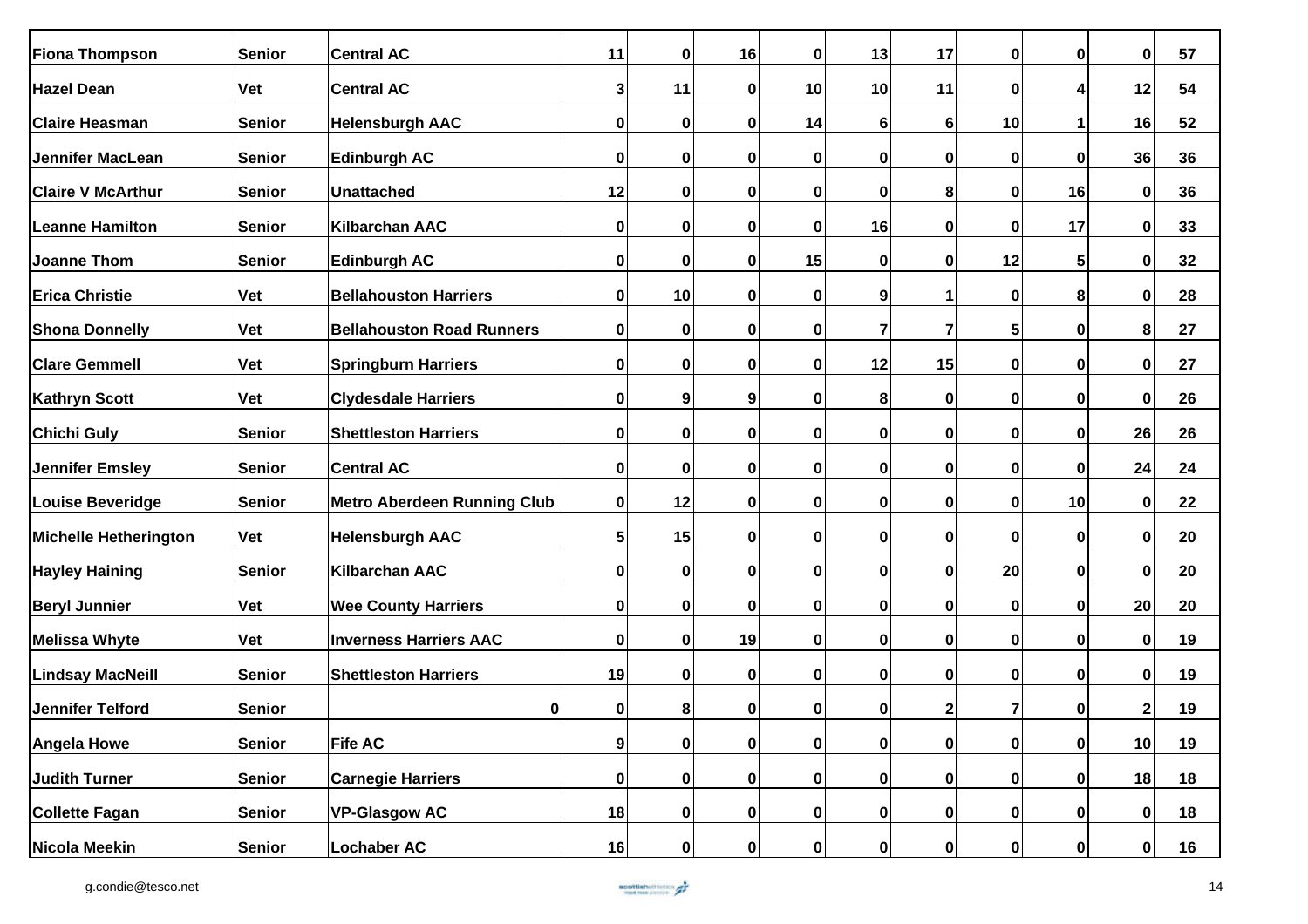| Fiona Thompson | Senior | Central AC | 11 | 0 | 16 | 0 | 13 | 17 | 0 | 0 | 0 | 57 |
|---|---|---|---|---|---|---|---|---|---|---|---|---|
| Hazel Dean | Vet | Central AC | 3 | 11 | 0 | 10 | 10 | 11 | 0 | 4 | 12 | 54 |
| Claire Heasman | Senior | Helensburgh AAC | 0 | 0 | 0 | 14 | 6 | 6 | 10 | 1 | 16 | 52 |
| Jennifer MacLean | Senior | Edinburgh AC | 0 | 0 | 0 | 0 | 0 | 0 | 0 | 0 | 36 | 36 |
| Claire V McArthur | Senior | Unattached | 12 | 0 | 0 | 0 | 0 | 8 | 0 | 16 | 0 | 36 |
| Leanne Hamilton | Senior | Kilbarchan AAC | 0 | 0 | 0 | 0 | 16 | 0 | 0 | 17 | 0 | 33 |
| Joanne Thom | Senior | Edinburgh AC | 0 | 0 | 0 | 15 | 0 | 0 | 12 | 5 | 0 | 32 |
| Erica Christie | Vet | Bellahouston Harriers | 0 | 10 | 0 | 0 | 9 | 1 | 0 | 8 | 0 | 28 |
| Shona Donnelly | Vet | Bellahouston Road Runners | 0 | 0 | 0 | 0 | 7 | 7 | 5 | 0 | 8 | 27 |
| Clare Gemmell | Vet | Springburn Harriers | 0 | 0 | 0 | 0 | 12 | 15 | 0 | 0 | 0 | 27 |
| Kathryn Scott | Vet | Clydesdale Harriers | 0 | 9 | 9 | 0 | 8 | 0 | 0 | 0 | 0 | 26 |
| Chichi Guly | Senior | Shettleston Harriers | 0 | 0 | 0 | 0 | 0 | 0 | 0 | 0 | 26 | 26 |
| Jennifer Emsley | Senior | Central AC | 0 | 0 | 0 | 0 | 0 | 0 | 0 | 0 | 24 | 24 |
| Louise Beveridge | Senior | Metro Aberdeen Running Club | 0 | 12 | 0 | 0 | 0 | 0 | 0 | 10 | 0 | 22 |
| Michelle Hetherington | Vet | Helensburgh AAC | 5 | 15 | 0 | 0 | 0 | 0 | 0 | 0 | 0 | 20 |
| Hayley Haining | Senior | Kilbarchan AAC | 0 | 0 | 0 | 0 | 0 | 0 | 20 | 0 | 0 | 20 |
| Beryl Junnier | Vet | Wee County Harriers | 0 | 0 | 0 | 0 | 0 | 0 | 0 | 0 | 20 | 20 |
| Melissa Whyte | Vet | Inverness Harriers AAC | 0 | 0 | 19 | 0 | 0 | 0 | 0 | 0 | 0 | 19 |
| Lindsay MacNeill | Senior | Shettleston Harriers | 19 | 0 | 0 | 0 | 0 | 0 | 0 | 0 | 0 | 19 |
| Jennifer Telford | Senior | 0 | 0 | 8 | 0 | 0 | 0 | 2 | 7 | 0 | 2 | 19 |
| Angela Howe | Senior | Fife AC | 9 | 0 | 0 | 0 | 0 | 0 | 0 | 0 | 10 | 19 |
| Judith Turner | Senior | Carnegie Harriers | 0 | 0 | 0 | 0 | 0 | 0 | 0 | 0 | 18 | 18 |
| Collette Fagan | Senior | VP-Glasgow AC | 18 | 0 | 0 | 0 | 0 | 0 | 0 | 0 | 0 | 18 |
| Nicola Meekin | Senior | Lochaber AC | 16 | 0 | 0 | 0 | 0 | 0 | 0 | 0 | 0 | 16 |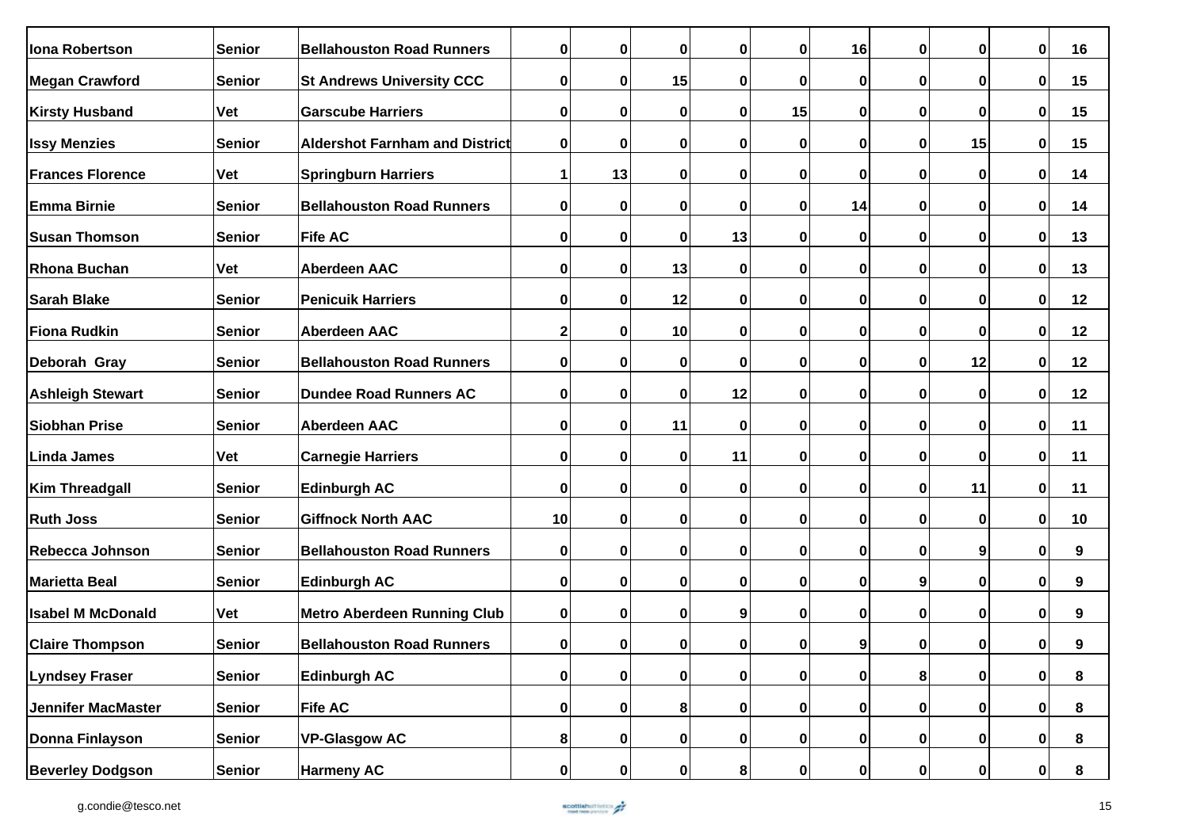| | | | | | | | | | | | | |
|---|---|---|---|---|---|---|---|---|---|---|---|---|
| Iona Robertson | Senior | Bellahouston Road Runners | 0 | 0 | 0 | 0 | 0 | 16 | 0 | 0 | 0 | 16 |
| Megan Crawford | Senior | St Andrews University CCC | 0 | 0 | 15 | 0 | 0 | 0 | 0 | 0 | 0 | 15 |
| Kirsty Husband | Vet | Garscube Harriers | 0 | 0 | 0 | 0 | 15 | 0 | 0 | 0 | 0 | 15 |
| Issy Menzies | Senior | Aldershot Farnham and District | 0 | 0 | 0 | 0 | 0 | 0 | 0 | 15 | 0 | 15 |
| Frances Florence | Vet | Springburn Harriers | 1 | 13 | 0 | 0 | 0 | 0 | 0 | 0 | 0 | 14 |
| Emma Birnie | Senior | Bellahouston Road Runners | 0 | 0 | 0 | 0 | 0 | 14 | 0 | 0 | 0 | 14 |
| Susan Thomson | Senior | Fife AC | 0 | 0 | 0 | 13 | 0 | 0 | 0 | 0 | 0 | 13 |
| Rhona Buchan | Vet | Aberdeen AAC | 0 | 0 | 13 | 0 | 0 | 0 | 0 | 0 | 0 | 13 |
| Sarah Blake | Senior | Penicuik Harriers | 0 | 0 | 12 | 0 | 0 | 0 | 0 | 0 | 0 | 12 |
| Fiona Rudkin | Senior | Aberdeen AAC | 2 | 0 | 10 | 0 | 0 | 0 | 0 | 0 | 0 | 12 |
| Deborah Gray | Senior | Bellahouston Road Runners | 0 | 0 | 0 | 0 | 0 | 0 | 0 | 12 | 0 | 12 |
| Ashleigh Stewart | Senior | Dundee Road Runners AC | 0 | 0 | 0 | 12 | 0 | 0 | 0 | 0 | 0 | 12 |
| Siobhan Prise | Senior | Aberdeen AAC | 0 | 0 | 11 | 0 | 0 | 0 | 0 | 0 | 0 | 11 |
| Linda James | Vet | Carnegie Harriers | 0 | 0 | 0 | 11 | 0 | 0 | 0 | 0 | 0 | 11 |
| Kim Threadgall | Senior | Edinburgh AC | 0 | 0 | 0 | 0 | 0 | 0 | 0 | 11 | 0 | 11 |
| Ruth Joss | Senior | Giffnock North AAC | 10 | 0 | 0 | 0 | 0 | 0 | 0 | 0 | 0 | 10 |
| Rebecca Johnson | Senior | Bellahouston Road Runners | 0 | 0 | 0 | 0 | 0 | 0 | 0 | 9 | 0 | 9 |
| Marietta Beal | Senior | Edinburgh AC | 0 | 0 | 0 | 0 | 0 | 0 | 9 | 0 | 0 | 9 |
| Isabel M McDonald | Vet | Metro Aberdeen Running Club | 0 | 0 | 0 | 9 | 0 | 0 | 0 | 0 | 0 | 9 |
| Claire Thompson | Senior | Bellahouston Road Runners | 0 | 0 | 0 | 0 | 0 | 9 | 0 | 0 | 0 | 9 |
| Lyndsey Fraser | Senior | Edinburgh AC | 0 | 0 | 0 | 0 | 0 | 0 | 8 | 0 | 0 | 8 |
| Jennifer MacMaster | Senior | Fife AC | 0 | 0 | 8 | 0 | 0 | 0 | 0 | 0 | 0 | 8 |
| Donna Finlayson | Senior | VP-Glasgow AC | 8 | 0 | 0 | 0 | 0 | 0 | 0 | 0 | 0 | 8 |
| Beverley Dodgson | Senior | Harmeny AC | 0 | 0 | 0 | 8 | 0 | 0 | 0 | 0 | 0 | 8 |

g.condie@tesco.net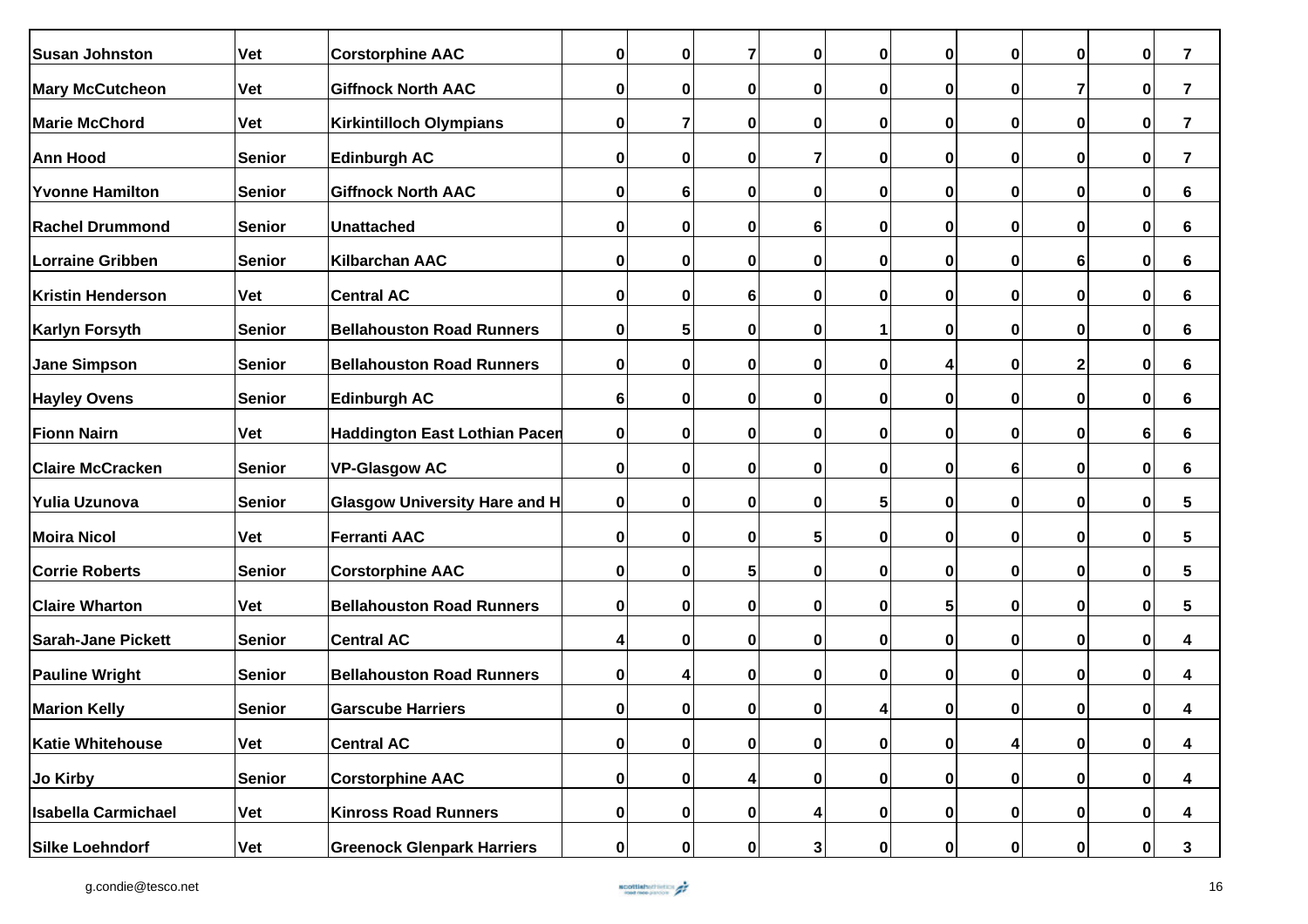| | | | | | | | | | | | | |
|---|---|---|---|---|---|---|---|---|---|---|---|---|
| Susan Johnston | Vet | Corstorphine AAC | 0 | 0 | 7 | 0 | 0 | 0 | 0 | 0 | 0 | 7 |
| Mary McCutcheon | Vet | Giffnock North AAC | 0 | 0 | 0 | 0 | 0 | 0 | 0 | 7 | 0 | 7 |
| Marie McChord | Vet | Kirkintilloch Olympians | 0 | 7 | 0 | 0 | 0 | 0 | 0 | 0 | 0 | 7 |
| Ann Hood | Senior | Edinburgh AC | 0 | 0 | 0 | 7 | 0 | 0 | 0 | 0 | 0 | 7 |
| Yvonne Hamilton | Senior | Giffnock North AAC | 0 | 6 | 0 | 0 | 0 | 0 | 0 | 0 | 0 | 6 |
| Rachel Drummond | Senior | Unattached | 0 | 0 | 0 | 6 | 0 | 0 | 0 | 0 | 0 | 6 |
| Lorraine Gribben | Senior | Kilbarchan AAC | 0 | 0 | 0 | 0 | 0 | 0 | 0 | 6 | 0 | 6 |
| Kristin Henderson | Vet | Central AC | 0 | 0 | 6 | 0 | 0 | 0 | 0 | 0 | 0 | 6 |
| Karlyn Forsyth | Senior | Bellahouston Road Runners | 0 | 5 | 0 | 0 | 1 | 0 | 0 | 0 | 0 | 6 |
| Jane Simpson | Senior | Bellahouston Road Runners | 0 | 0 | 0 | 0 | 0 | 4 | 0 | 2 | 0 | 6 |
| Hayley Ovens | Senior | Edinburgh AC | 6 | 0 | 0 | 0 | 0 | 0 | 0 | 0 | 0 | 6 |
| Fionn Nairn | Vet | Haddington East Lothian Pacen | 0 | 0 | 0 | 0 | 0 | 0 | 0 | 0 | 6 | 6 |
| Claire McCracken | Senior | VP-Glasgow AC | 0 | 0 | 0 | 0 | 0 | 0 | 6 | 0 | 0 | 6 |
| Yulia Uzunova | Senior | Glasgow University Hare and H | 0 | 0 | 0 | 0 | 5 | 0 | 0 | 0 | 0 | 5 |
| Moira Nicol | Vet | Ferranti AAC | 0 | 0 | 0 | 5 | 0 | 0 | 0 | 0 | 0 | 5 |
| Corrie Roberts | Senior | Corstorphine AAC | 0 | 0 | 5 | 0 | 0 | 0 | 0 | 0 | 0 | 5 |
| Claire Wharton | Vet | Bellahouston Road Runners | 0 | 0 | 0 | 0 | 0 | 5 | 0 | 0 | 0 | 5 |
| Sarah-Jane Pickett | Senior | Central AC | 4 | 0 | 0 | 0 | 0 | 0 | 0 | 0 | 0 | 4 |
| Pauline Wright | Senior | Bellahouston Road Runners | 0 | 4 | 0 | 0 | 0 | 0 | 0 | 0 | 0 | 4 |
| Marion Kelly | Senior | Garscube Harriers | 0 | 0 | 0 | 0 | 4 | 0 | 0 | 0 | 0 | 4 |
| Katie Whitehouse | Vet | Central AC | 0 | 0 | 0 | 0 | 0 | 0 | 4 | 0 | 0 | 4 |
| Jo Kirby | Senior | Corstorphine AAC | 0 | 0 | 4 | 0 | 0 | 0 | 0 | 0 | 0 | 4 |
| Isabella Carmichael | Vet | Kinross Road Runners | 0 | 0 | 0 | 4 | 0 | 0 | 0 | 0 | 0 | 4 |
| Silke Loehndorf | Vet | Greenock Glenpark Harriers | 0 | 0 | 0 | 3 | 0 | 0 | 0 | 0 | 0 | 3 |

g.condie@tesco.net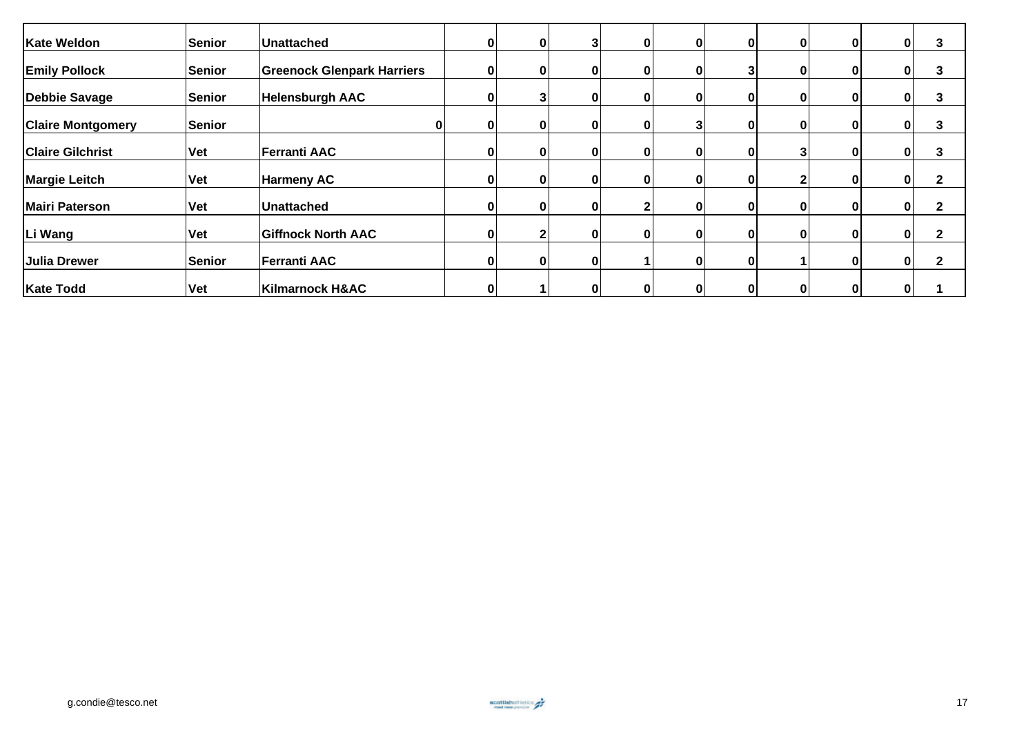| | | | | | | | | | | | | |
|---|---|---|---|---|---|---|---|---|---|---|---|---|
| **Kate Weldon** | **Senior** | **Unattached** | **0** | **0** | **3** | **0** | **0** | **0** | **0** | **0** | **0** | **3** |
| **Emily Pollock** | **Senior** | **Greenock Glenpark Harriers** | **0** | **0** | **0** | **0** | **0** | **3** | **0** | **0** | **0** | **3** |
| **Debbie Savage** | **Senior** | **Helensburgh AAC** | **0** | **3** | **0** | **0** | **0** | **0** | **0** | **0** | **0** | **3** |
| **Claire Montgomery** | **Senior** | **0** | **0** | **0** | **0** | **0** | **3** | **0** | **0** | **0** | **0** | **3** |
| **Claire Gilchrist** | **Vet** | **Ferranti AAC** | **0** | **0** | **0** | **0** | **0** | **0** | **3** | **0** | **0** | **3** |
| **Margie Leitch** | **Vet** | **Harmeny AC** | **0** | **0** | **0** | **0** | **0** | **0** | **2** | **0** | **0** | **2** |
| **Mairi Paterson** | **Vet** | **Unattached** | **0** | **0** | **0** | **2** | **0** | **0** | **0** | **0** | **0** | **2** |
| **Li Wang** | **Vet** | **Giffnock North AAC** | **0** | **2** | **0** | **0** | **0** | **0** | **0** | **0** | **0** | **2** |
| **Julia Drewer** | **Senior** | **Ferranti AAC** | **0** | **0** | **0** | **1** | **0** | **0** | **1** | **0** | **0** | **2** |
| **Kate Todd** | **Vet** | **Kilmarnock H&AC** | **0** | **1** | **0** | **0** | **0** | **0** | **0** | **0** | **0** | **1** |

g.condie@tesco.net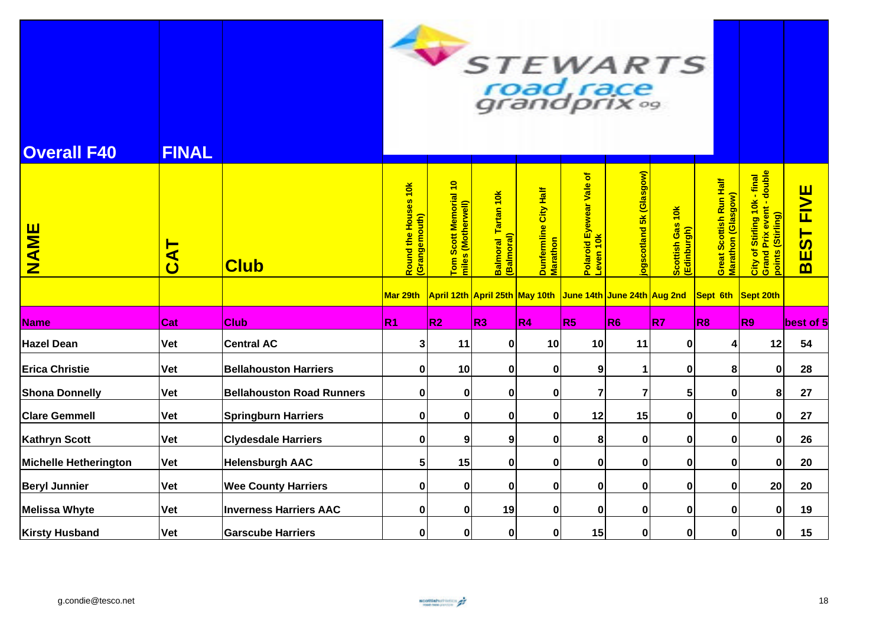# STEWARTS road race grandprix 09

## Overall F40 FINAL

| NAME | CAT | Club | Round the Houses 10k (Grangemouth) | Tom Scott Memorial 10 miles (Motherwell) | Balmoral Tartan 10k (Balmoral) | Dunfermline City Half Marathon | Polaroid Eyewear Vale of Leven 10k | jogscotland 5k (Glasgow) | Scottish Gas 10k (Edinburgh) | Great Scottish Run Half Marathon (Glasgow) | City of Stirling 10k - final Grand Prix event - double points (Stirling) | BEST FIVE |
|---|---|---|---|---|---|---|---|---|---|---|---|---|
| | | | Mar 29th | April 12th | April 25th | May 10th | June 14th | June 24th | Aug 2nd | Sept 6th | Sept 20th | |
| **Name** | **Cat** | **Club** | **R1** | **R2** | **R3** | **R4** | **R5** | **R6** | **R7** | **R8** | **R9** | **best of 5** |
| Hazel Dean | Vet | Central AC | 3 | 11 | 0 | 10 | 10 | 11 | 0 | 4 | 12 | 54 |
| Erica Christie | Vet | Bellahouston Harriers | 0 | 10 | 0 | 0 | 9 | 1 | 0 | 8 | 0 | 28 |
| Shona Donnelly | Vet | Bellahouston Road Runners | 0 | 0 | 0 | 0 | 7 | 7 | 5 | 0 | 8 | 27 |
| Clare Gemmell | Vet | Springburn Harriers | 0 | 0 | 0 | 0 | 12 | 15 | 0 | 0 | 0 | 27 |
| Kathryn Scott | Vet | Clydesdale Harriers | 0 | 9 | 9 | 0 | 8 | 0 | 0 | 0 | 0 | 26 |
| Michelle Hetherington | Vet | Helensburgh AAC | 5 | 15 | 0 | 0 | 0 | 0 | 0 | 0 | 0 | 20 |
| Beryl Junnier | Vet | Wee County Harriers | 0 | 0 | 0 | 0 | 0 | 0 | 0 | 0 | 20 | 20 |
| Melissa Whyte | Vet | Inverness Harriers AAC | 0 | 0 | 19 | 0 | 0 | 0 | 0 | 0 | 0 | 19 |
| Kirsty Husband | Vet | Garscube Harriers | 0 | 0 | 0 | 0 | 15 | 0 | 0 | 0 | 0 | 15 |

g.condie@tesco.net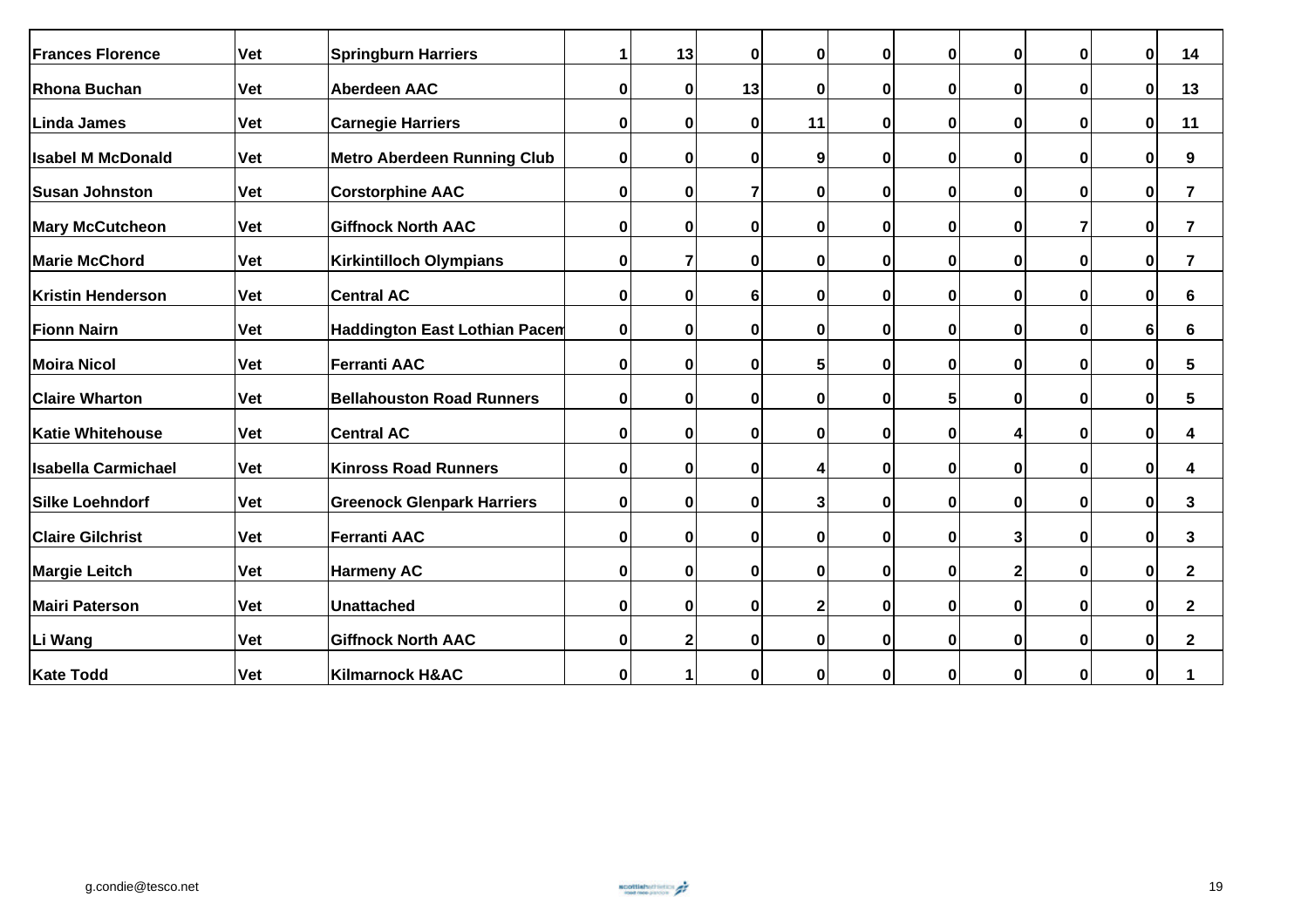| | | | | | | | | | | | | |
|---|---|---|---|---|---|---|---|---|---|---|---|---|
| Frances Florence | Vet | Springburn Harriers | 1 | 13 | 0 | 0 | 0 | 0 | 0 | 0 | 0 | 14 |
| Rhona Buchan | Vet | Aberdeen AAC | 0 | 0 | 13 | 0 | 0 | 0 | 0 | 0 | 0 | 13 |
| Linda James | Vet | Carnegie Harriers | 0 | 0 | 0 | 11 | 0 | 0 | 0 | 0 | 0 | 11 |
| Isabel M McDonald | Vet | Metro Aberdeen Running Club | 0 | 0 | 0 | 9 | 0 | 0 | 0 | 0 | 0 | 9 |
| Susan Johnston | Vet | Corstorphine AAC | 0 | 0 | 7 | 0 | 0 | 0 | 0 | 0 | 0 | 7 |
| Mary McCutcheon | Vet | Giffnock North AAC | 0 | 0 | 0 | 0 | 0 | 0 | 0 | 7 | 0 | 7 |
| Marie McChord | Vet | Kirkintilloch Olympians | 0 | 7 | 0 | 0 | 0 | 0 | 0 | 0 | 0 | 7 |
| Kristin Henderson | Vet | Central AC | 0 | 0 | 6 | 0 | 0 | 0 | 0 | 0 | 0 | 6 |
| Fionn Nairn | Vet | Haddington East Lothian Pacem | 0 | 0 | 0 | 0 | 0 | 0 | 0 | 0 | 6 | 6 |
| Moira Nicol | Vet | Ferranti AAC | 0 | 0 | 0 | 5 | 0 | 0 | 0 | 0 | 0 | 5 |
| Claire Wharton | Vet | Bellahouston Road Runners | 0 | 0 | 0 | 0 | 0 | 5 | 0 | 0 | 0 | 5 |
| Katie Whitehouse | Vet | Central AC | 0 | 0 | 0 | 0 | 0 | 0 | 4 | 0 | 0 | 4 |
| Isabella Carmichael | Vet | Kinross Road Runners | 0 | 0 | 0 | 4 | 0 | 0 | 0 | 0 | 0 | 4 |
| Silke Loehndorf | Vet | Greenock Glenpark Harriers | 0 | 0 | 0 | 3 | 0 | 0 | 0 | 0 | 0 | 3 |
| Claire Gilchrist | Vet | Ferranti AAC | 0 | 0 | 0 | 0 | 0 | 0 | 3 | 0 | 0 | 3 |
| Margie Leitch | Vet | Harmeny AC | 0 | 0 | 0 | 0 | 0 | 0 | 2 | 0 | 0 | 2 |
| Mairi Paterson | Vet | Unattached | 0 | 0 | 0 | 2 | 0 | 0 | 0 | 0 | 0 | 2 |
| Li Wang | Vet | Giffnock North AAC | 0 | 2 | 0 | 0 | 0 | 0 | 0 | 0 | 0 | 2 |
| Kate Todd | Vet | Kilmarnock H&AC | 0 | 1 | 0 | 0 | 0 | 0 | 0 | 0 | 0 | 1 |

g.condie@tesco.net